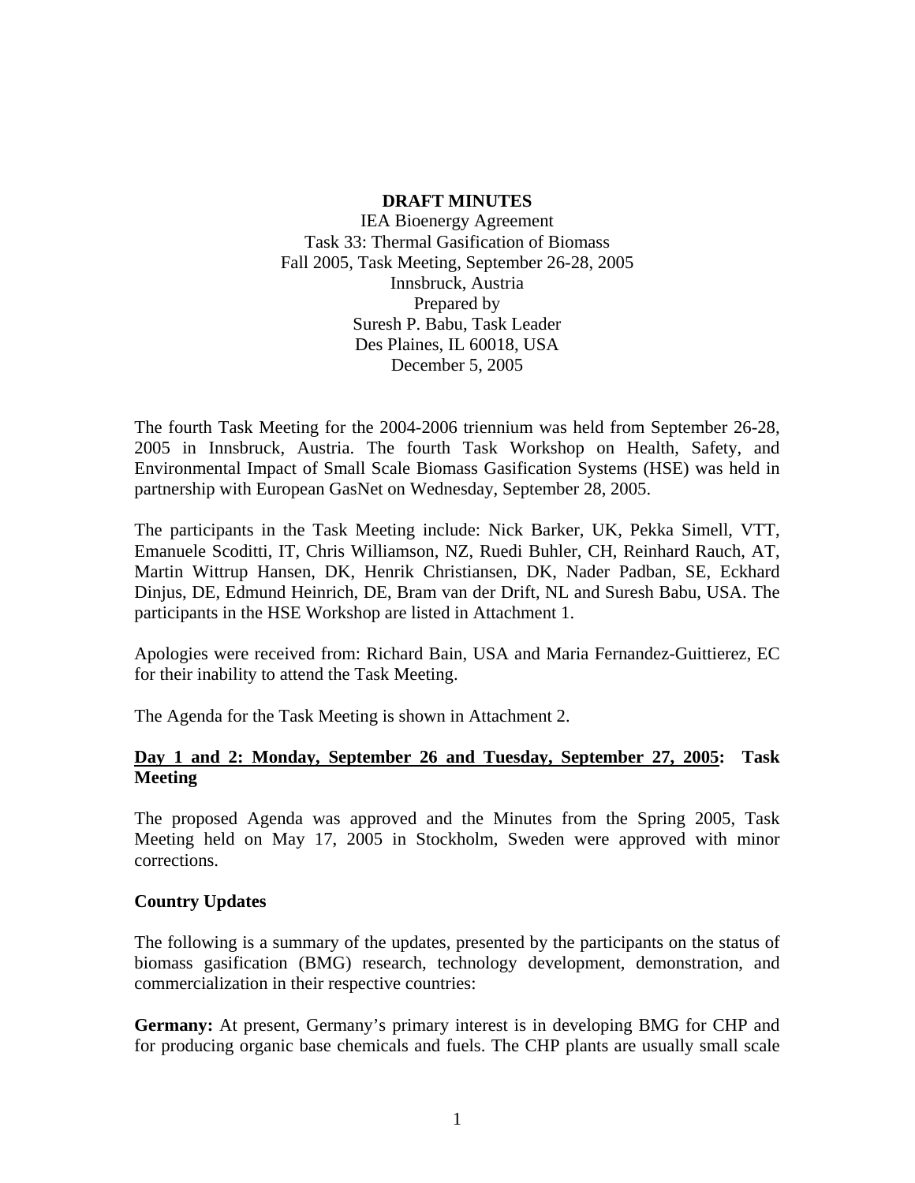**DRAFT MINUTES**

IEA Bioenergy Agreement
Task 33: Thermal Gasification of Biomass
Fall 2005, Task Meeting, September 26-28, 2005
Innsbruck, Austria
Prepared by
Suresh P. Babu, Task Leader
Des Plaines, IL 60018, USA
December 5, 2005

The fourth Task Meeting for the 2004-2006 triennium was held from September 26-28, 2005 in Innsbruck, Austria. The fourth Task Workshop on Health, Safety, and Environmental Impact of Small Scale Biomass Gasification Systems (HSE) was held in partnership with European GasNet on Wednesday, September 28, 2005.

The participants in the Task Meeting include: Nick Barker, UK, Pekka Simell, VTT, Emanuele Scoditti, IT, Chris Williamson, NZ, Ruedi Buhler, CH, Reinhard Rauch, AT, Martin Wittrup Hansen, DK, Henrik Christiansen, DK, Nader Padban, SE, Eckhard Dinjus, DE, Edmund Heinrich, DE, Bram van der Drift, NL and Suresh Babu, USA. The participants in the HSE Workshop are listed in Attachment 1.

Apologies were received from: Richard Bain, USA and Maria Fernandez-Guittierez, EC for their inability to attend the Task Meeting.

The Agenda for the Task Meeting is shown in Attachment 2.

**Day 1 and 2: Monday, September 26 and Tuesday, September 27, 2005: Task Meeting**

The proposed Agenda was approved and the Minutes from the Spring 2005, Task Meeting held on May 17, 2005 in Stockholm, Sweden were approved with minor corrections.

**Country Updates**

The following is a summary of the updates, presented by the participants on the status of biomass gasification (BMG) research, technology development, demonstration, and commercialization in their respective countries:

**Germany:** At present, Germany's primary interest is in developing BMG for CHP and for producing organic base chemicals and fuels. The CHP plants are usually small scale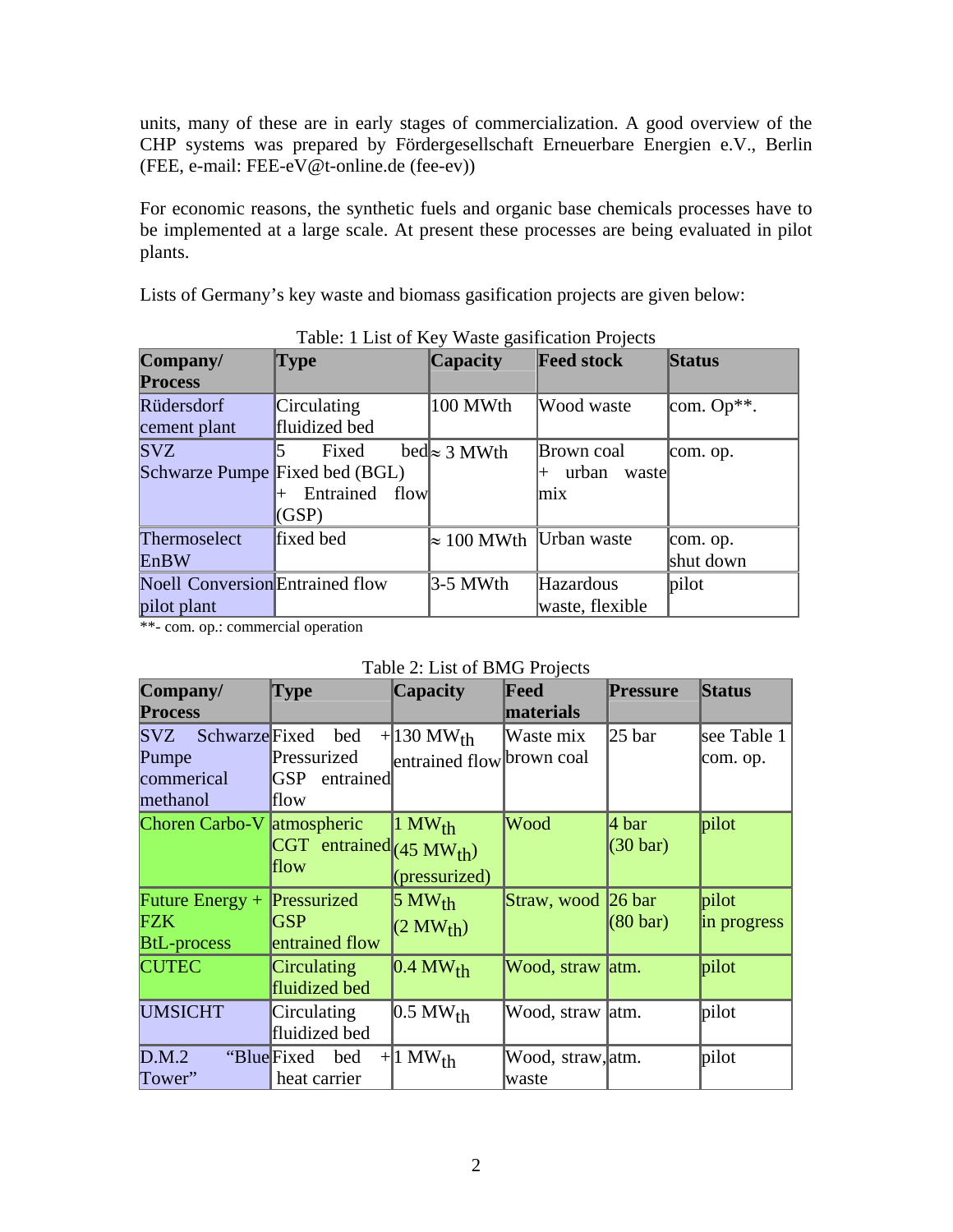units, many of these are in early stages of commercialization. A good overview of the CHP systems was prepared by Fördergesellschaft Erneuerbare Energien e.V., Berlin (FEE, e-mail: FEE-eV@t-online.de (fee-ev))

For economic reasons, the synthetic fuels and organic base chemicals processes have to be implemented at a large scale. At present these processes are being evaluated in pilot plants.

Lists of Germany's key waste and biomass gasification projects are given below:

Table: 1 List of Key Waste gasification Projects

| Company/ Process | Type | Capacity | Feed stock | Status |
|---|---|---|---|---|
| Rüdersdorf cement plant | Circulating fluidized bed | 100 MWth | Wood waste | com. Op**. |
| SVZ Schwarze Pumpe | 5 Fixed bed Fixed bed (BGL) + Entrained flow (GSP) | ≈ 3 MWth | Brown coal + urban waste mix | com. op. |
| Thermoselect EnBW | fixed bed | ≈ 100 MWth | Urban waste | com. op. shut down |
| Noell Conversion pilot plant | Entrained flow | 3-5 MWth | Hazardous waste, flexible | pilot |

**- com. op.: commercial operation

Table 2: List of BMG Projects

| Company/ Process | Type | Capacity | Feed materials | Pressure | Status |
|---|---|---|---|---|---|
| SVZ Schwarze Pumpe commerical methanol | Fixed bed + Pressurized GSP entrained flow | 130 $MW_{th}$ entrained flow | Waste mix brown coal | 25 bar | see Table 1 com. op. |
| Choren Carbo-V | atmospheric CGT entrained flow | 1 $MW_{th}$ (45 $MW_{th}$) (pressurized) | Wood | 4 bar (30 bar) | pilot |
| Future Energy + FZK BtL-process | Pressurized GSP entrained flow | 5 $MW_{th}$ (2 $MW_{th}$) | Straw, wood | 26 bar (80 bar) | pilot in progress |
| CUTEC | Circulating fluidized bed | 0.4 $MW_{th}$ | Wood, straw | atm. | pilot |
| UMSICHT | Circulating fluidized bed | 0.5 $MW_{th}$ | Wood, straw | atm. | pilot |
| D.M.2 "Blue Tower" | Fixed bed + heat carrier | 1 $MW_{th}$ | Wood, straw, waste | atm. | pilot |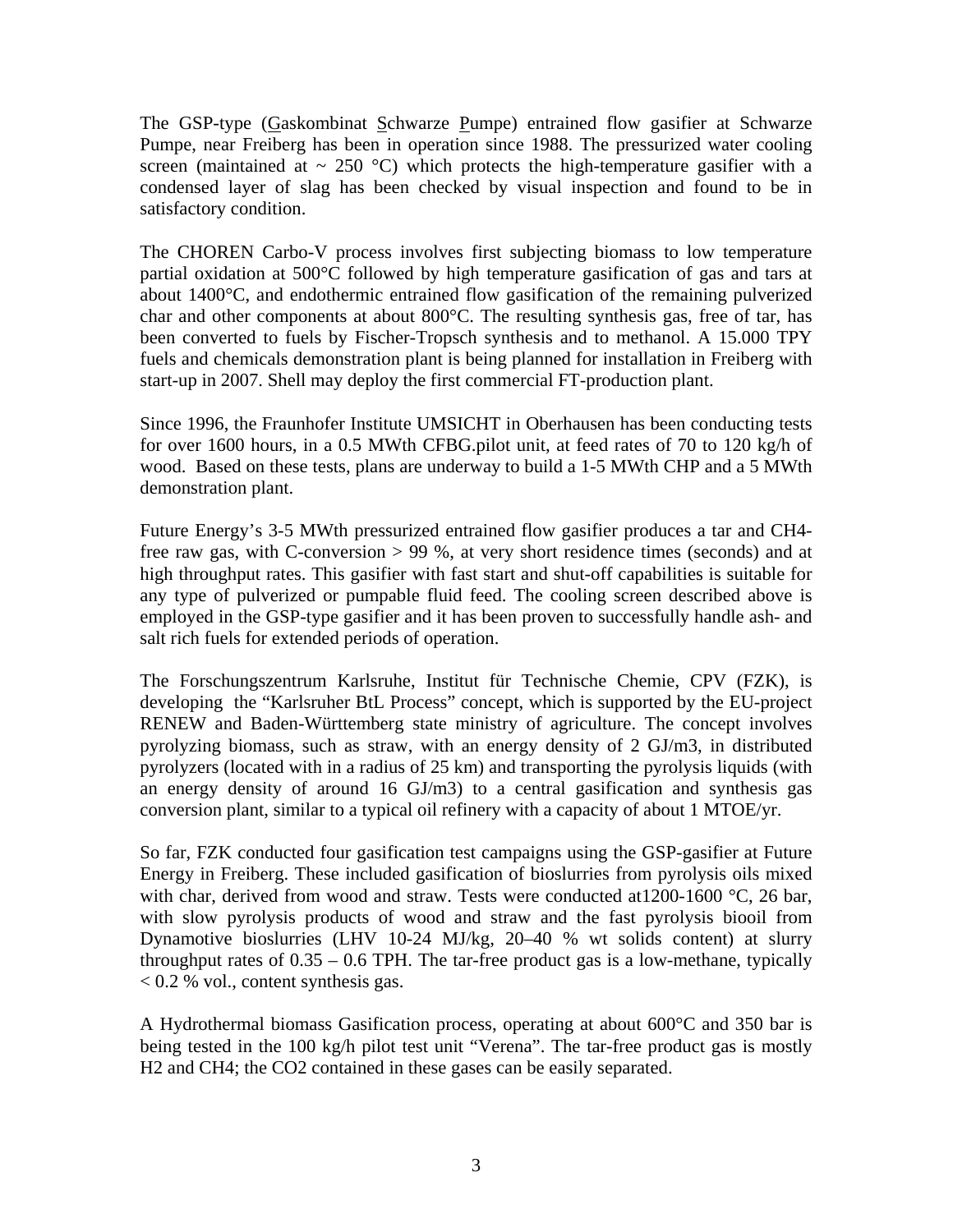The GSP-type (Gaskombinat Schwarze Pumpe) entrained flow gasifier at Schwarze Pumpe, near Freiberg has been in operation since 1988. The pressurized water cooling screen (maintained at ~ 250 °C) which protects the high-temperature gasifier with a condensed layer of slag has been checked by visual inspection and found to be in satisfactory condition.

The CHOREN Carbo-V process involves first subjecting biomass to low temperature partial oxidation at 500°C followed by high temperature gasification of gas and tars at about 1400°C, and endothermic entrained flow gasification of the remaining pulverized char and other components at about 800°C. The resulting synthesis gas, free of tar, has been converted to fuels by Fischer-Tropsch synthesis and to methanol. A 15.000 TPY fuels and chemicals demonstration plant is being planned for installation in Freiberg with start-up in 2007. Shell may deploy the first commercial FT-production plant.

Since 1996, the Fraunhofer Institute UMSICHT in Oberhausen has been conducting tests for over 1600 hours, in a 0.5 MWth CFBG.pilot unit, at feed rates of 70 to 120 kg/h of wood. Based on these tests, plans are underway to build a 1-5 MWth CHP and a 5 MWth demonstration plant.

Future Energy's 3-5 MWth pressurized entrained flow gasifier produces a tar and $CH_4$-free raw gas, with C-conversion > 99 %, at very short residence times (seconds) and at high throughput rates. This gasifier with fast start and shut-off capabilities is suitable for any type of pulverized or pumpable fluid feed. The cooling screen described above is employed in the GSP-type gasifier and it has been proven to successfully handle ash- and salt rich fuels for extended periods of operation.

The Forschungszentrum Karlsruhe, Institut für Technische Chemie, CPV (FZK), is developing the "Karlsruher BtL Process" concept, which is supported by the EU-project RENEW and Baden-Württemberg state ministry of agriculture. The concept involves pyrolyzing biomass, such as straw, with an energy density of 2 GJ/m3, in distributed pyrolyzers (located with in a radius of 25 km) and transporting the pyrolysis liquids (with an energy density of around 16 GJ/m3) to a central gasification and synthesis gas conversion plant, similar to a typical oil refinery with a capacity of about 1 MTOE/yr.

So far, FZK conducted four gasification test campaigns using the GSP-gasifier at Future Energy in Freiberg. These included gasification of bioslurries from pyrolysis oils mixed with char, derived from wood and straw. Tests were conducted at1200-1600 °C, 26 bar, with slow pyrolysis products of wood and straw and the fast pyrolysis biooil from Dynamotive bioslurries (LHV 10-24 MJ/kg, 20–40 % wt solids content) at slurry throughput rates of 0.35 – 0.6 TPH. The tar-free product gas is a low-methane, typically < 0.2 % vol., content synthesis gas.

A Hydrothermal biomass Gasification process, operating at about 600°C and 350 bar is being tested in the 100 kg/h pilot test unit "Verena". The tar-free product gas is mostly $H_2$ and $CH_4$; the $CO_2$ contained in these gases can be easily separated.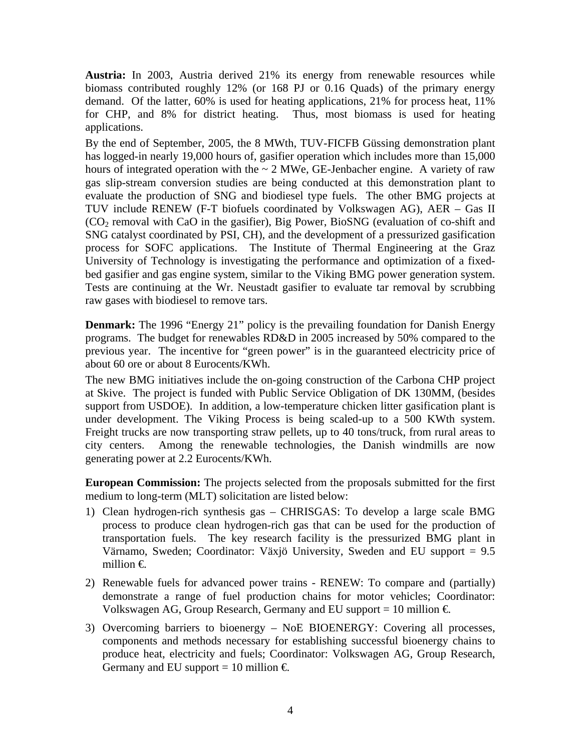**Austria:** In 2003, Austria derived 21% its energy from renewable resources while biomass contributed roughly 12% (or 168 PJ or 0.16 Quads) of the primary energy demand. Of the latter, 60% is used for heating applications, 21% for process heat, 11% for CHP, and 8% for district heating. Thus, most biomass is used for heating applications.

By the end of September, 2005, the 8 MWth, TUV-FICFB Güssing demonstration plant has logged-in nearly 19,000 hours of, gasifier operation which includes more than 15,000 hours of integrated operation with the ~ 2 MWe, GE-Jenbacher engine. A variety of raw gas slip-stream conversion studies are being conducted at this demonstration plant to evaluate the production of SNG and biodiesel type fuels. The other BMG projects at TUV include RENEW (F-T biofuels coordinated by Volkswagen AG), AER – Gas II ($CO_2$ removal with CaO in the gasifier), Big Power, BioSNG (evaluation of co-shift and SNG catalyst coordinated by PSI, CH), and the development of a pressurized gasification process for SOFC applications. The Institute of Thermal Engineering at the Graz University of Technology is investigating the performance and optimization of a fixed-bed gasifier and gas engine system, similar to the Viking BMG power generation system. Tests are continuing at the Wr. Neustadt gasifier to evaluate tar removal by scrubbing raw gases with biodiesel to remove tars.

**Denmark:** The 1996 "Energy 21" policy is the prevailing foundation for Danish Energy programs. The budget for renewables RD&D in 2005 increased by 50% compared to the previous year. The incentive for "green power" is in the guaranteed electricity price of about 60 ore or about 8 Eurocents/KWh.

The new BMG initiatives include the on-going construction of the Carbona CHP project at Skive. The project is funded with Public Service Obligation of DK 130MM, (besides support from USDOE). In addition, a low-temperature chicken litter gasification plant is under development. The Viking Process is being scaled-up to a 500 KWth system. Freight trucks are now transporting straw pellets, up to 40 tons/truck, from rural areas to city centers. Among the renewable technologies, the Danish windmills are now generating power at 2.2 Eurocents/KWh.

**European Commission:** The projects selected from the proposals submitted for the first medium to long-term (MLT) solicitation are listed below:

1) Clean hydrogen-rich synthesis gas – CHRISGAS: To develop a large scale BMG process to produce clean hydrogen-rich gas that can be used for the production of transportation fuels. The key research facility is the pressurized BMG plant in Värnamo, Sweden; Coordinator: Växjö University, Sweden and EU support = 9.5 million €.

2) Renewable fuels for advanced power trains - RENEW: To compare and (partially) demonstrate a range of fuel production chains for motor vehicles; Coordinator: Volkswagen AG, Group Research, Germany and EU support = 10 million €.

3) Overcoming barriers to bioenergy – NoE BIOENERGY: Covering all processes, components and methods necessary for establishing successful bioenergy chains to produce heat, electricity and fuels; Coordinator: Volkswagen AG, Group Research, Germany and EU support = 10 million €.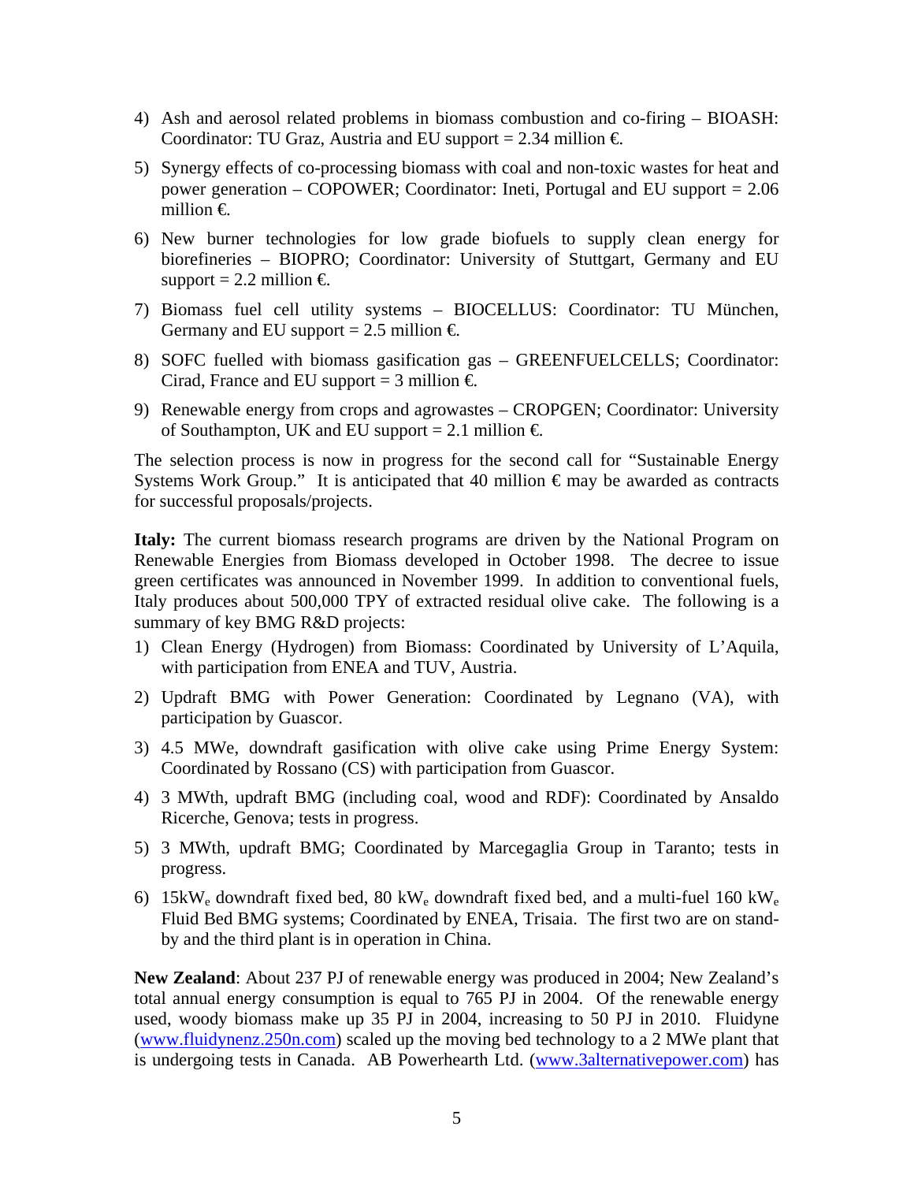4) Ash and aerosol related problems in biomass combustion and co-firing – BIOASH: Coordinator: TU Graz, Austria and EU support = 2.34 million €.

5) Synergy effects of co-processing biomass with coal and non-toxic wastes for heat and power generation – COPOWER; Coordinator: Ineti, Portugal and EU support = 2.06 million €.

6) New burner technologies for low grade biofuels to supply clean energy for biorefineries – BIOPRO; Coordinator: University of Stuttgart, Germany and EU support = 2.2 million €.

7) Biomass fuel cell utility systems – BIOCELLUS: Coordinator: TU München, Germany and EU support = 2.5 million €.

8) SOFC fuelled with biomass gasification gas – GREENFUELCELLS; Coordinator: Cirad, France and EU support = 3 million €.

9) Renewable energy from crops and agrowastes – CROPGEN; Coordinator: University of Southampton, UK and EU support = 2.1 million €.

The selection process is now in progress for the second call for "Sustainable Energy Systems Work Group." It is anticipated that 40 million € may be awarded as contracts for successful proposals/projects.

**Italy:** The current biomass research programs are driven by the National Program on Renewable Energies from Biomass developed in October 1998. The decree to issue green certificates was announced in November 1999. In addition to conventional fuels, Italy produces about 500,000 TPY of extracted residual olive cake. The following is a summary of key BMG R&D projects:

1) Clean Energy (Hydrogen) from Biomass: Coordinated by University of L'Aquila, with participation from ENEA and TUV, Austria.

2) Updraft BMG with Power Generation: Coordinated by Legnano (VA), with participation by Guascor.

3) 4.5 MWe, downdraft gasification with olive cake using Prime Energy System: Coordinated by Rossano (CS) with participation from Guascor.

4) 3 MWth, updraft BMG (including coal, wood and RDF): Coordinated by Ansaldo Ricerche, Genova; tests in progress.

5) 3 MWth, updraft BMG; Coordinated by Marcegaglia Group in Taranto; tests in progress.

6) 15$kW_e$ downdraft fixed bed, 80 $kW_e$ downdraft fixed bed, and a multi-fuel 160 $kW_e$ Fluid Bed BMG systems; Coordinated by ENEA, Trisaia. The first two are on stand-by and the third plant is in operation in China.

**New Zealand**: About 237 PJ of renewable energy was produced in 2004; New Zealand's total annual energy consumption is equal to 765 PJ in 2004. Of the renewable energy used, woody biomass make up 35 PJ in 2004, increasing to 50 PJ in 2010. Fluidyne (www.fluidynenz.250n.com) scaled up the moving bed technology to a 2 MWe plant that is undergoing tests in Canada. AB Powerhearth Ltd. (www.3alternativepower.com) has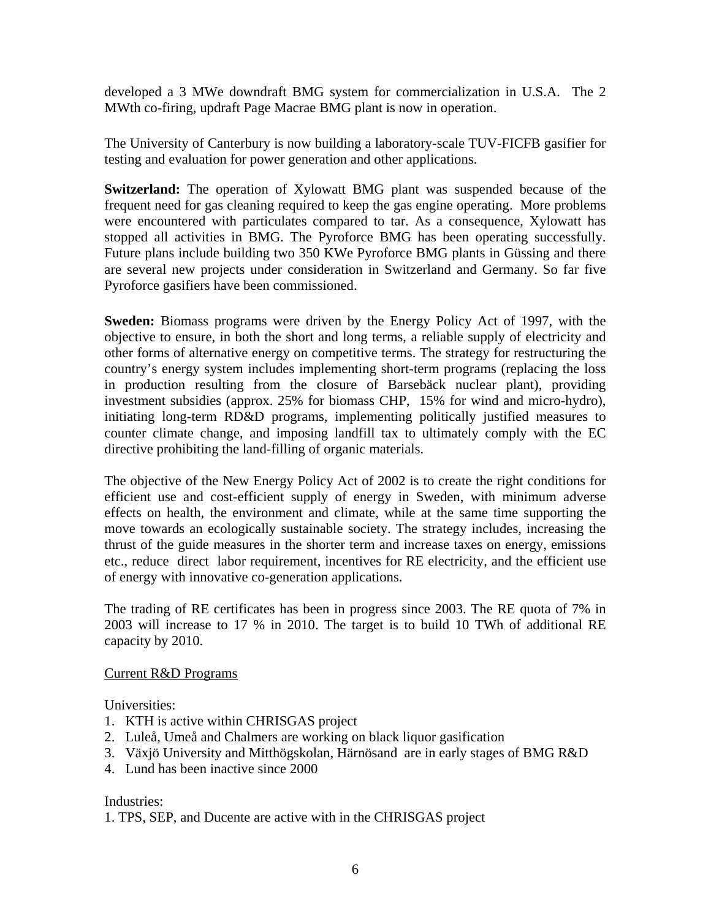developed a 3 MWe downdraft BMG system for commercialization in U.S.A. The 2 MWth co-firing, updraft Page Macrae BMG plant is now in operation.

The University of Canterbury is now building a laboratory-scale TUV-FICFB gasifier for testing and evaluation for power generation and other applications.

**Switzerland:** The operation of Xylowatt BMG plant was suspended because of the frequent need for gas cleaning required to keep the gas engine operating. More problems were encountered with particulates compared to tar. As a consequence, Xylowatt has stopped all activities in BMG. The Pyroforce BMG has been operating successfully. Future plans include building two 350 KWe Pyroforce BMG plants in Güssing and there are several new projects under consideration in Switzerland and Germany. So far five Pyroforce gasifiers have been commissioned.

**Sweden:** Biomass programs were driven by the Energy Policy Act of 1997, with the objective to ensure, in both the short and long terms, a reliable supply of electricity and other forms of alternative energy on competitive terms. The strategy for restructuring the country's energy system includes implementing short-term programs (replacing the loss in production resulting from the closure of Barsebäck nuclear plant), providing investment subsidies (approx. 25% for biomass CHP, 15% for wind and micro-hydro), initiating long-term RD&D programs, implementing politically justified measures to counter climate change, and imposing landfill tax to ultimately comply with the EC directive prohibiting the land-filling of organic materials.

The objective of the New Energy Policy Act of 2002 is to create the right conditions for efficient use and cost-efficient supply of energy in Sweden, with minimum adverse effects on health, the environment and climate, while at the same time supporting the move towards an ecologically sustainable society. The strategy includes, increasing the thrust of the guide measures in the shorter term and increase taxes on energy, emissions etc., reduce direct labor requirement, incentives for RE electricity, and the efficient use of energy with innovative co-generation applications.

The trading of RE certificates has been in progress since 2003. The RE quota of 7% in 2003 will increase to 17 % in 2010. The target is to build 10 TWh of additional RE capacity by 2010.

Current R&D Programs

Universities:

1. KTH is active within CHRISGAS project
2. Luleå, Umeå and Chalmers are working on black liquor gasification
3. Växjö University and Mitthögskolan, Härnösand are in early stages of BMG R&D
4. Lund has been inactive since 2000

Industries:

1. TPS, SEP, and Ducente are active with in the CHRISGAS project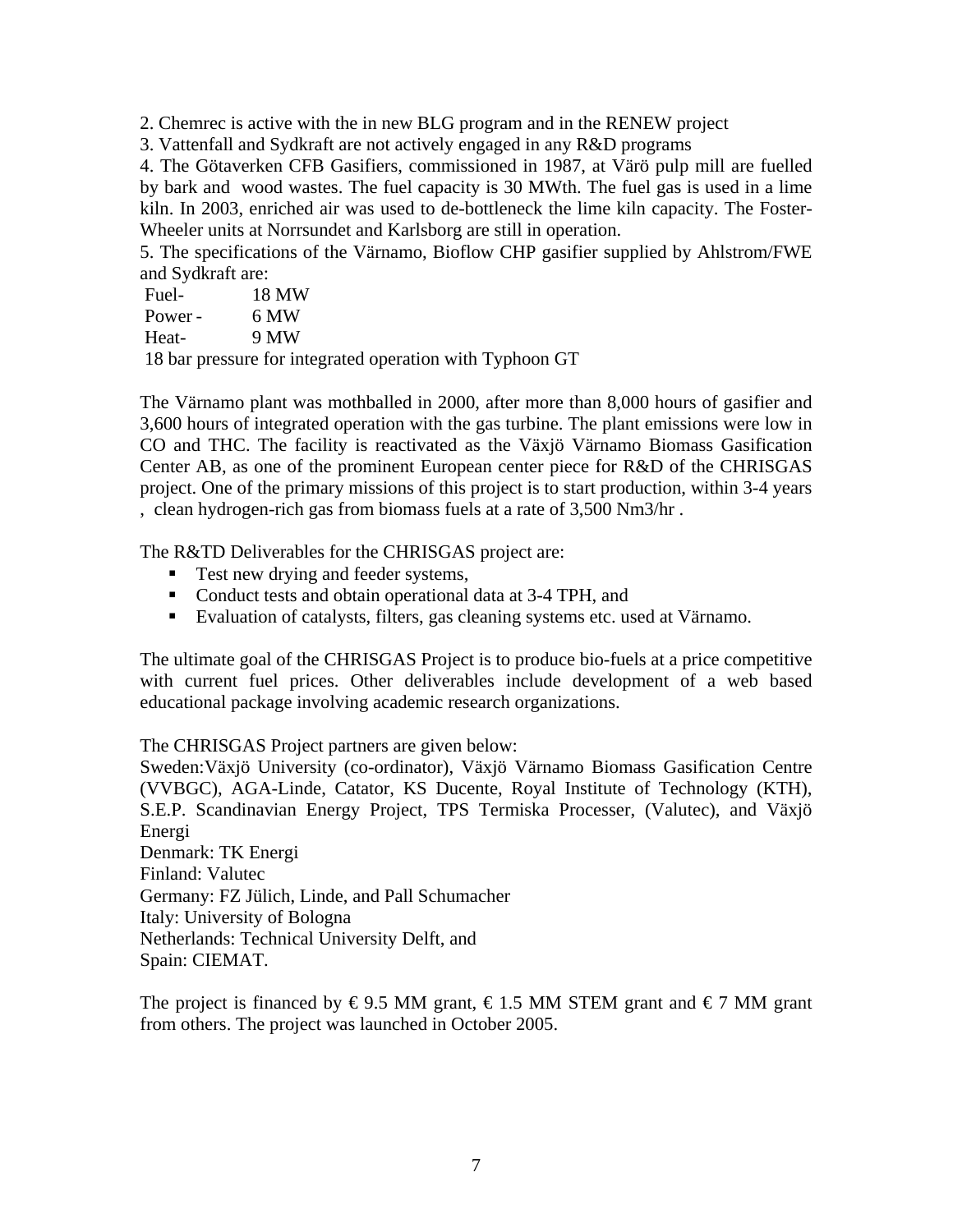2. Chemrec is active with the in new BLG program and in the RENEW project

3. Vattenfall and Sydkraft are not actively engaged in any R&D programs

4. The Götaverken CFB Gasifiers, commissioned in 1987, at Värö pulp mill are fuelled by bark and wood wastes. The fuel capacity is 30 MWth. The fuel gas is used in a lime kiln. In 2003, enriched air was used to de-bottleneck the lime kiln capacity. The Foster-Wheeler units at Norrsundet and Karlsborg are still in operation.

5. The specifications of the Värnamo, Bioflow CHP gasifier supplied by Ahlstrom/FWE and Sydkraft are:

Fuel- 18 MW
Power - 6 MW
Heat- 9 MW
18 bar pressure for integrated operation with Typhoon GT

The Värnamo plant was mothballed in 2000, after more than 8,000 hours of gasifier and 3,600 hours of integrated operation with the gas turbine. The plant emissions were low in CO and THC. The facility is reactivated as the Växjö Värnamo Biomass Gasification Center AB, as one of the prominent European center piece for R&D of the CHRISGAS project. One of the primary missions of this project is to start production, within 3-4 years , clean hydrogen-rich gas from biomass fuels at a rate of 3,500 Nm3/hr .

The R&TD Deliverables for the CHRISGAS project are:

- Test new drying and feeder systems,
- Conduct tests and obtain operational data at 3-4 TPH, and
- Evaluation of catalysts, filters, gas cleaning systems etc. used at Värnamo.

The ultimate goal of the CHRISGAS Project is to produce bio-fuels at a price competitive with current fuel prices. Other deliverables include development of a web based educational package involving academic research organizations.

The CHRISGAS Project partners are given below:

Sweden:Växjö University (co-ordinator), Växjö Värnamo Biomass Gasification Centre (VVBGC), AGA-Linde, Catator, KS Ducente, Royal Institute of Technology (KTH), S.E.P. Scandinavian Energy Project, TPS Termiska Processer, (Valutec), and Växjö Energi

Denmark: TK Energi

Finland: Valutec

Germany: FZ Jülich, Linde, and Pall Schumacher

Italy: University of Bologna

Netherlands: Technical University Delft, and

Spain: CIEMAT.

The project is financed by € 9.5 MM grant, € 1.5 MM STEM grant and € 7 MM grant from others. The project was launched in October 2005.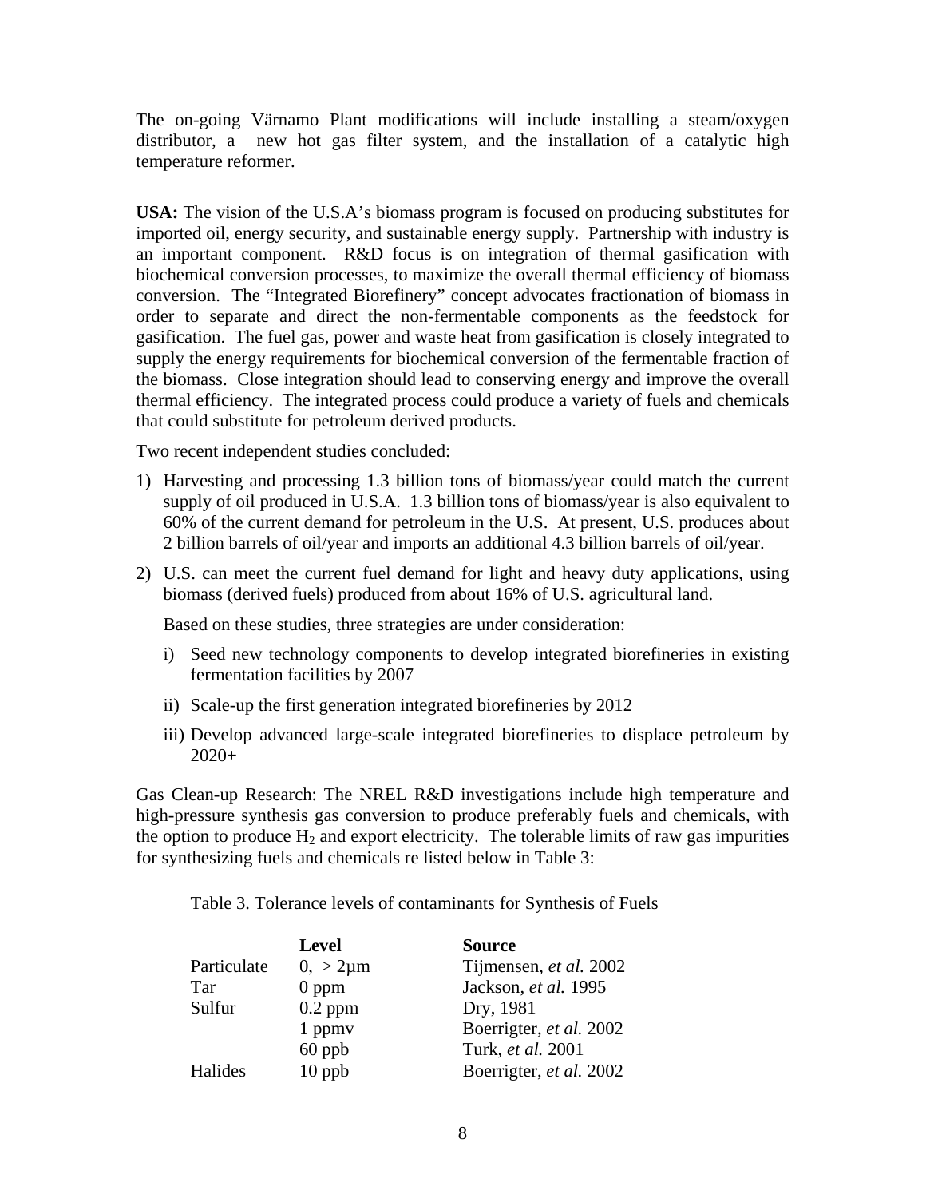The on-going Värnamo Plant modifications will include installing a steam/oxygen distributor, a new hot gas filter system, and the installation of a catalytic high temperature reformer.

**USA:** The vision of the U.S.A's biomass program is focused on producing substitutes for imported oil, energy security, and sustainable energy supply. Partnership with industry is an important component. R&D focus is on integration of thermal gasification with biochemical conversion processes, to maximize the overall thermal efficiency of biomass conversion. The "Integrated Biorefinery" concept advocates fractionation of biomass in order to separate and direct the non-fermentable components as the feedstock for gasification. The fuel gas, power and waste heat from gasification is closely integrated to supply the energy requirements for biochemical conversion of the fermentable fraction of the biomass. Close integration should lead to conserving energy and improve the overall thermal efficiency. The integrated process could produce a variety of fuels and chemicals that could substitute for petroleum derived products.

Two recent independent studies concluded:

1) Harvesting and processing 1.3 billion tons of biomass/year could match the current supply of oil produced in U.S.A. 1.3 billion tons of biomass/year is also equivalent to 60% of the current demand for petroleum in the U.S. At present, U.S. produces about 2 billion barrels of oil/year and imports an additional 4.3 billion barrels of oil/year.

2) U.S. can meet the current fuel demand for light and heavy duty applications, using biomass (derived fuels) produced from about 16% of U.S. agricultural land.

   Based on these studies, three strategies are under consideration:

   i) Seed new technology components to develop integrated biorefineries in existing fermentation facilities by 2007

   ii) Scale-up the first generation integrated biorefineries by 2012

   iii) Develop advanced large-scale integrated biorefineries to displace petroleum by 2020+

<u>Gas Clean-up Research</u>: The NREL R&D investigations include high temperature and high-pressure synthesis gas conversion to produce preferably fuels and chemicals, with the option to produce $H_2$ and export electricity. The tolerable limits of raw gas impurities for synthesizing fuels and chemicals re listed below in Table 3:

Table 3. Tolerance levels of contaminants for Synthesis of Fuels

| | **Level** | **Source** |
|---|---|---|
| Particulate | 0, > 2µm | Tijmensen, *et al.* 2002 |
| Tar | 0 ppm | Jackson, *et al.* 1995 |
| Sulfur | 0.2 ppm | Dry, 1981 |
| | 1 ppmv | Boerrigter, *et al.* 2002 |
| | 60 ppb | Turk, *et al.* 2001 |
| Halides | 10 ppb | Boerrigter, *et al.* 2002 |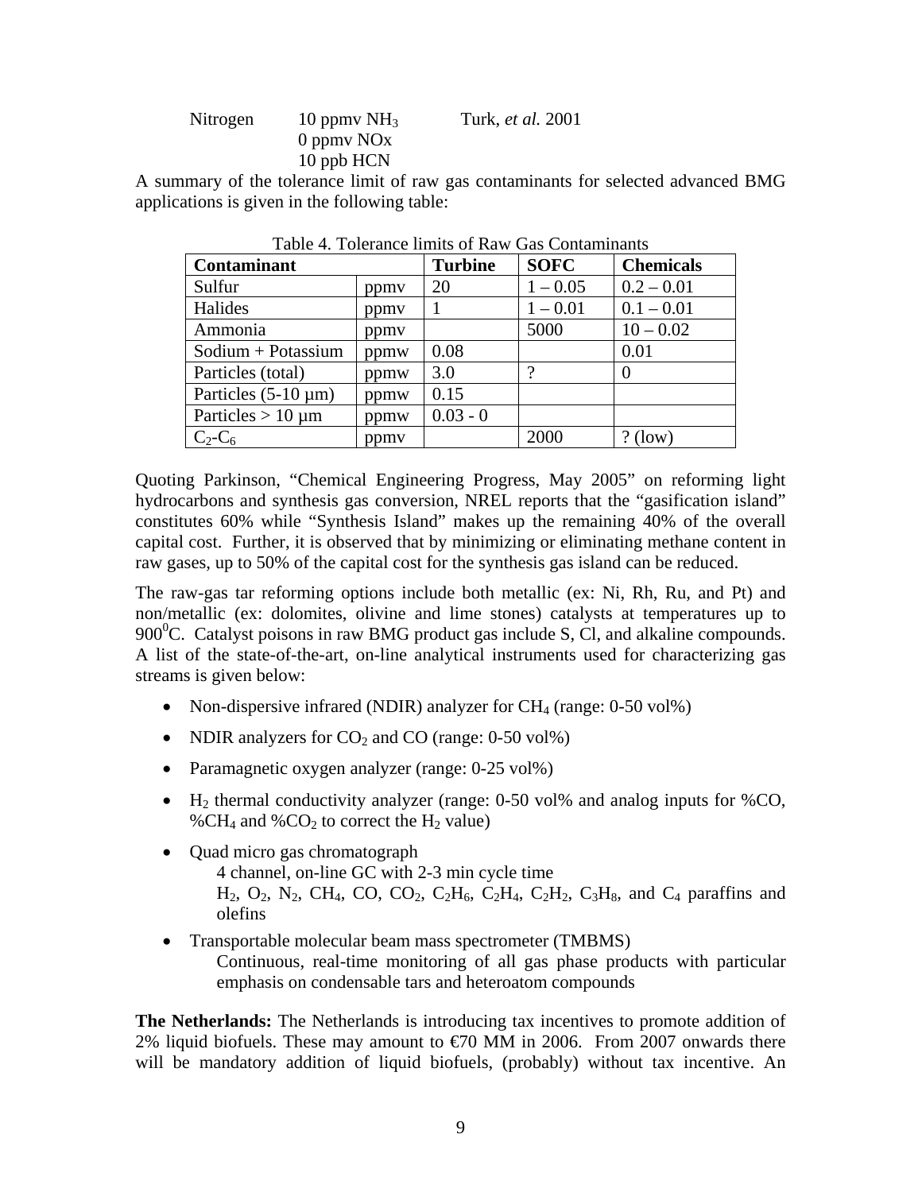| Nitrogen | 10 ppmv $NH_3$ | Turk, *et al.* 2001 |
|---|---|---|
| | 0 ppmv NOx | |
| | 10 ppb HCN | |

A summary of the tolerance limit of raw gas contaminants for selected advanced BMG applications is given in the following table:

Table 4. Tolerance limits of Raw Gas Contaminants

| Contaminant | | Turbine | SOFC | Chemicals |
|---|---|---|---|---|
| Sulfur | ppmv | 20 | 1 – 0.05 | 0.2 – 0.01 |
| Halides | ppmv | 1 | 1 – 0.01 | 0.1 – 0.01 |
| Ammonia | ppmv | | 5000 | 10 – 0.02 |
| Sodium + Potassium | ppmw | 0.08 | | 0.01 |
| Particles (total) | ppmw | 3.0 | ? | 0 |
| Particles (5-10 µm) | ppmw | 0.15 | | |
| Particles > 10 µm | ppmw | 0.03 - 0 | | |
| $C_2$-$C_6$ | ppmv | | 2000 | ? (low) |

Quoting Parkinson, "Chemical Engineering Progress, May 2005" on reforming light hydrocarbons and synthesis gas conversion, NREL reports that the "gasification island" constitutes 60% while "Synthesis Island" makes up the remaining 40% of the overall capital cost. Further, it is observed that by minimizing or eliminating methane content in raw gases, up to 50% of the capital cost for the synthesis gas island can be reduced.

The raw-gas tar reforming options include both metallic (ex: Ni, Rh, Ru, and Pt) and non/metallic (ex: dolomites, olivine and lime stones) catalysts at temperatures up to $900^0$C. Catalyst poisons in raw BMG product gas include S, Cl, and alkaline compounds. A list of the state-of-the-art, on-line analytical instruments used for characterizing gas streams is given below:

- Non-dispersive infrared (NDIR) analyzer for $CH_4$ (range: 0-50 vol%)
- NDIR analyzers for $CO_2$ and CO (range: 0-50 vol%)
- Paramagnetic oxygen analyzer (range: 0-25 vol%)
- $H_2$ thermal conductivity analyzer (range: 0-50 vol% and analog inputs for %CO, %$CH_4$ and %$CO_2$ to correct the $H_2$ value)
- Quad micro gas chromatograph
  4 channel, on-line GC with 2-3 min cycle time
  $H_2$, $O_2$, $N_2$, $CH_4$, CO, $CO_2$, $C_2H_6$, $C_2H_4$, $C_2H_2$, $C_3H_8$, and $C_4$ paraffins and olefins
- Transportable molecular beam mass spectrometer (TMBMS)
  Continuous, real-time monitoring of all gas phase products with particular emphasis on condensable tars and heteroatom compounds

**The Netherlands:** The Netherlands is introducing tax incentives to promote addition of 2% liquid biofuels. These may amount to €70 MM in 2006. From 2007 onwards there will be mandatory addition of liquid biofuels, (probably) without tax incentive. An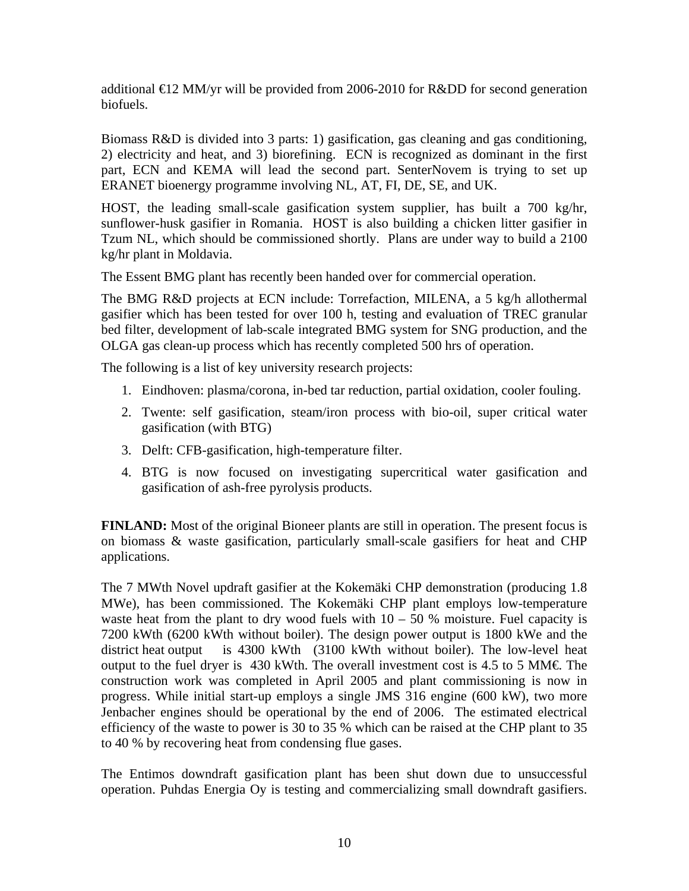additional €12 MM/yr will be provided from 2006-2010 for R&DD for second generation biofuels.

Biomass R&D is divided into 3 parts: 1) gasification, gas cleaning and gas conditioning, 2) electricity and heat, and 3) biorefining. ECN is recognized as dominant in the first part, ECN and KEMA will lead the second part. SenterNovem is trying to set up ERANET bioenergy programme involving NL, AT, FI, DE, SE, and UK.

HOST, the leading small-scale gasification system supplier, has built a 700 kg/hr, sunflower-husk gasifier in Romania. HOST is also building a chicken litter gasifier in Tzum NL, which should be commissioned shortly. Plans are under way to build a 2100 kg/hr plant in Moldavia.

The Essent BMG plant has recently been handed over for commercial operation.

The BMG R&D projects at ECN include: Torrefaction, MILENA, a 5 kg/h allothermal gasifier which has been tested for over 100 h, testing and evaluation of TREC granular bed filter, development of lab-scale integrated BMG system for SNG production, and the OLGA gas clean-up process which has recently completed 500 hrs of operation.

The following is a list of key university research projects:

1. Eindhoven: plasma/corona, in-bed tar reduction, partial oxidation, cooler fouling.
2. Twente: self gasification, steam/iron process with bio-oil, super critical water gasification (with BTG)
3. Delft: CFB-gasification, high-temperature filter.
4. BTG is now focused on investigating supercritical water gasification and gasification of ash-free pyrolysis products.

**FINLAND:** Most of the original Bioneer plants are still in operation. The present focus is on biomass & waste gasification, particularly small-scale gasifiers for heat and CHP applications.

The 7 MWth Novel updraft gasifier at the Kokemäki CHP demonstration (producing 1.8 MWe), has been commissioned. The Kokemäki CHP plant employs low-temperature waste heat from the plant to dry wood fuels with 10 – 50 % moisture. Fuel capacity is 7200 kWth (6200 kWth without boiler). The design power output is 1800 kWe and the district heat output is 4300 kWth (3100 kWth without boiler). The low-level heat output to the fuel dryer is 430 kWth. The overall investment cost is 4.5 to 5 MM€. The construction work was completed in April 2005 and plant commissioning is now in progress. While initial start-up employs a single JMS 316 engine (600 kW), two more Jenbacher engines should be operational by the end of 2006. The estimated electrical efficiency of the waste to power is 30 to 35 % which can be raised at the CHP plant to 35 to 40 % by recovering heat from condensing flue gases.

The Entimos downdraft gasification plant has been shut down due to unsuccessful operation. Puhdas Energia Oy is testing and commercializing small downdraft gasifiers.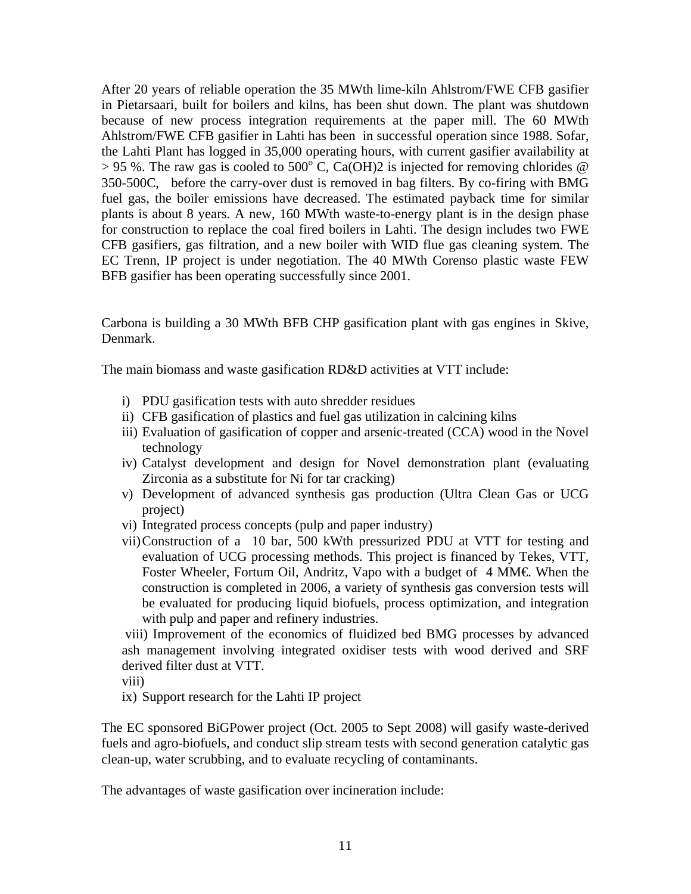After 20 years of reliable operation the 35 MWth lime-kiln Ahlstrom/FWE CFB gasifier in Pietarsaari, built for boilers and kilns, has been shut down. The plant was shutdown because of new process integration requirements at the paper mill. The 60 MWth Ahlstrom/FWE CFB gasifier in Lahti has been in successful operation since 1988. Sofar, the Lahti Plant has logged in 35,000 operating hours, with current gasifier availability at > 95 %. The raw gas is cooled to 500$^o$ C, $Ca(OH)2$ is injected for removing chlorides @ 350-500C, before the carry-over dust is removed in bag filters. By co-firing with BMG fuel gas, the boiler emissions have decreased. The estimated payback time for similar plants is about 8 years. A new, 160 MWth waste-to-energy plant is in the design phase for construction to replace the coal fired boilers in Lahti. The design includes two FWE CFB gasifiers, gas filtration, and a new boiler with WID flue gas cleaning system. The EC Trenn, IP project is under negotiation. The 40 MWth Corenso plastic waste FEW BFB gasifier has been operating successfully since 2001.

Carbona is building a 30 MWth BFB CHP gasification plant with gas engines in Skive, Denmark.

The main biomass and waste gasification RD&D activities at VTT include:

i) PDU gasification tests with auto shredder residues
ii) CFB gasification of plastics and fuel gas utilization in calcining kilns
iii) Evaluation of gasification of copper and arsenic-treated (CCA) wood in the Novel technology
iv) Catalyst development and design for Novel demonstration plant (evaluating Zirconia as a substitute for Ni for tar cracking)
v) Development of advanced synthesis gas production (Ultra Clean Gas or UCG project)
vi) Integrated process concepts (pulp and paper industry)
vii) Construction of a 10 bar, 500 kWth pressurized PDU at VTT for testing and evaluation of UCG processing methods. This project is financed by Tekes, VTT, Foster Wheeler, Fortum Oil, Andritz, Vapo with a budget of 4 MM€. When the construction is completed in 2006, a variety of synthesis gas conversion tests will be evaluated for producing liquid biofuels, process optimization, and integration with pulp and paper and refinery industries.
viii) Improvement of the economics of fluidized bed BMG processes by advanced ash management involving integrated oxidiser tests with wood derived and SRF derived filter dust at VTT.
viii)
ix) Support research for the Lahti IP project

The EC sponsored BiGPower project (Oct. 2005 to Sept 2008) will gasify waste-derived fuels and agro-biofuels, and conduct slip stream tests with second generation catalytic gas clean-up, water scrubbing, and to evaluate recycling of contaminants.

The advantages of waste gasification over incineration include: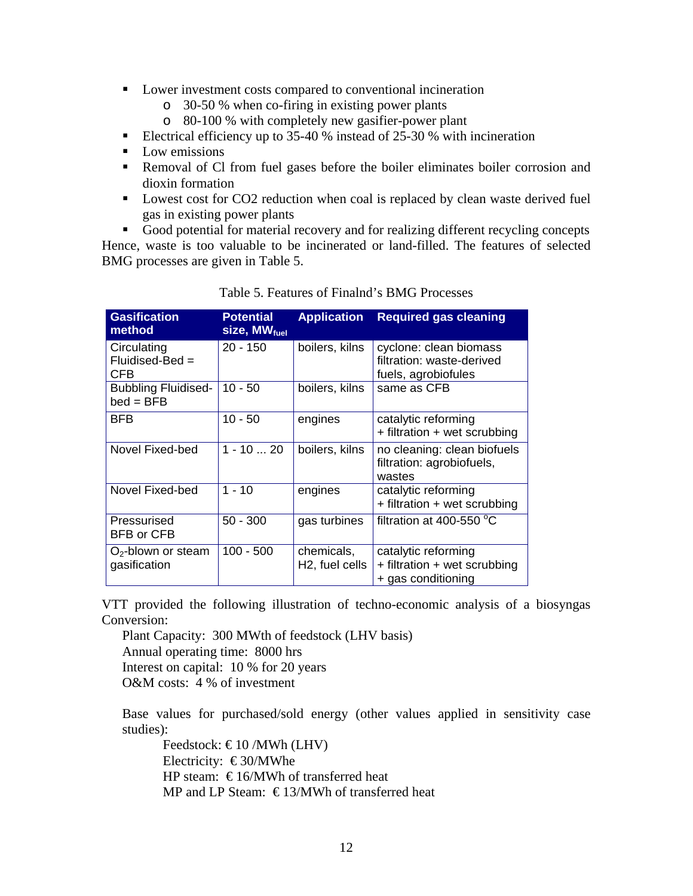- Lower investment costs compared to conventional incineration
  - 30-50 % when co-firing in existing power plants
  - 80-100 % with completely new gasifier-power plant
- Electrical efficiency up to 35-40 % instead of 25-30 % with incineration
- Low emissions
- Removal of Cl from fuel gases before the boiler eliminates boiler corrosion and dioxin formation
- Lowest cost for CO2 reduction when coal is replaced by clean waste derived fuel gas in existing power plants
- Good potential for material recovery and for realizing different recycling concepts

Hence, waste is too valuable to be incinerated or land-filled. The features of selected BMG processes are given in Table 5.

Table 5. Features of Finalnd's BMG Processes

| Gasification method | Potential size, $MW_{fuel}$ | Application | Required gas cleaning |
|---|---|---|---|
| Circulating Fluidised-Bed = CFB | 20 - 150 | boilers, kilns | cyclone: clean biomass<br>filtration: waste-derived fuels, agrobiofules |
| Bubbling Fluidised-bed = BFB | 10 - 50 | boilers, kilns | same as CFB |
| BFB | 10 - 50 | engines | catalytic reforming + filtration + wet scrubbing |
| Novel Fixed-bed | 1 - 10 ... 20 | boilers, kilns | no cleaning: clean biofuels<br>filtration: agrobiofuels, wastes |
| Novel Fixed-bed | 1 - 10 | engines | catalytic reforming + filtration + wet scrubbing |
| Pressurised BFB or CFB | 50 - 300 | gas turbines | filtration at 400-550 °C |
| $O_2$-blown or steam gasification | 100 - 500 | chemicals, H2, fuel cells | catalytic reforming + filtration + wet scrubbing + gas conditioning |

VTT provided the following illustration of techno-economic analysis of a biosyngas Conversion:

Plant Capacity: 300 MWth of feedstock (LHV basis)
Annual operating time: 8000 hrs
Interest on capital: 10 % for 20 years
O&M costs: 4 % of investment

Base values for purchased/sold energy (other values applied in sensitivity case studies):

Feedstock: € 10 /MWh (LHV)
Electricity: € 30/MWhe
HP steam: € 16/MWh of transferred heat
MP and LP Steam: € 13/MWh of transferred heat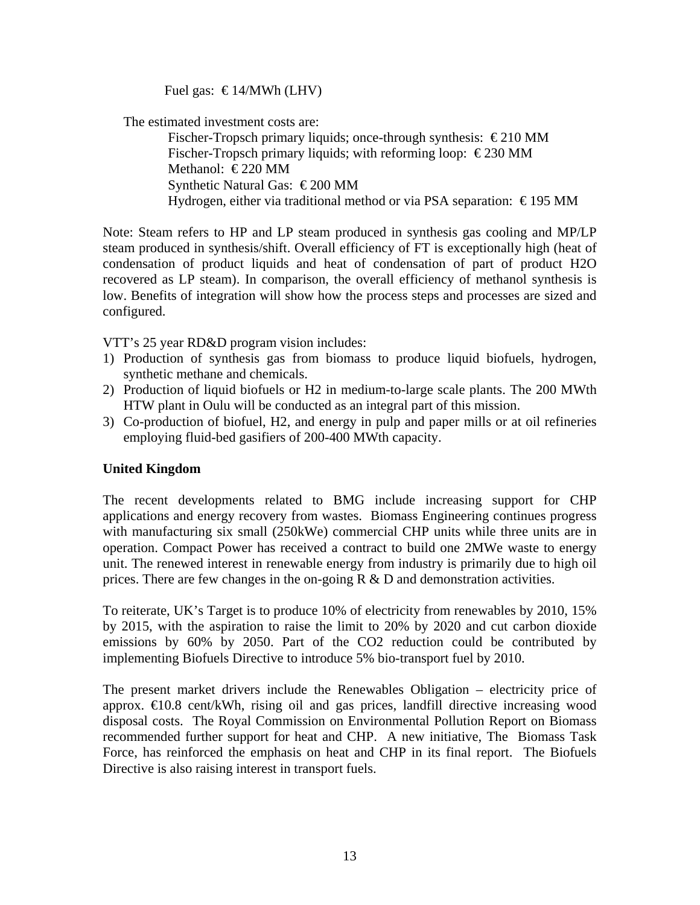Fuel gas: €14/MWh (LHV)

The estimated investment costs are:

Fischer-Tropsch primary liquids; once-through synthesis: €210 MM
Fischer-Tropsch primary liquids; with reforming loop: €230 MM
Methanol: €220 MM
Synthetic Natural Gas: €200 MM
Hydrogen, either via traditional method or via PSA separation: €195 MM

Note: Steam refers to HP and LP steam produced in synthesis gas cooling and MP/LP steam produced in synthesis/shift. Overall efficiency of FT is exceptionally high (heat of condensation of product liquids and heat of condensation of part of product $H_2O$ recovered as LP steam). In comparison, the overall efficiency of methanol synthesis is low. Benefits of integration will show how the process steps and processes are sized and configured.

VTT's 25 year RD&D program vision includes:

1) Production of synthesis gas from biomass to produce liquid biofuels, hydrogen, synthetic methane and chemicals.
2) Production of liquid biofuels or $H_2$ in medium-to-large scale plants. The 200 MWth HTW plant in Oulu will be conducted as an integral part of this mission.
3) Co-production of biofuel, $H_2$, and energy in pulp and paper mills or at oil refineries employing fluid-bed gasifiers of 200-400 MWth capacity.

**United Kingdom**

The recent developments related to BMG include increasing support for CHP applications and energy recovery from wastes. Biomass Engineering continues progress with manufacturing six small (250kWe) commercial CHP units while three units are in operation. Compact Power has received a contract to build one 2MWe waste to energy unit. The renewed interest in renewable energy from industry is primarily due to high oil prices. There are few changes in the on-going R & D and demonstration activities.

To reiterate, UK's Target is to produce 10% of electricity from renewables by 2010, 15% by 2015, with the aspiration to raise the limit to 20% by 2020 and cut carbon dioxide emissions by 60% by 2050. Part of the $CO_2$ reduction could be contributed by implementing Biofuels Directive to introduce 5% bio-transport fuel by 2010.

The present market drivers include the Renewables Obligation – electricity price of approx. €10.8 cent/kWh, rising oil and gas prices, landfill directive increasing wood disposal costs. The Royal Commission on Environmental Pollution Report on Biomass recommended further support for heat and CHP. A new initiative, The Biomass Task Force, has reinforced the emphasis on heat and CHP in its final report. The Biofuels Directive is also raising interest in transport fuels.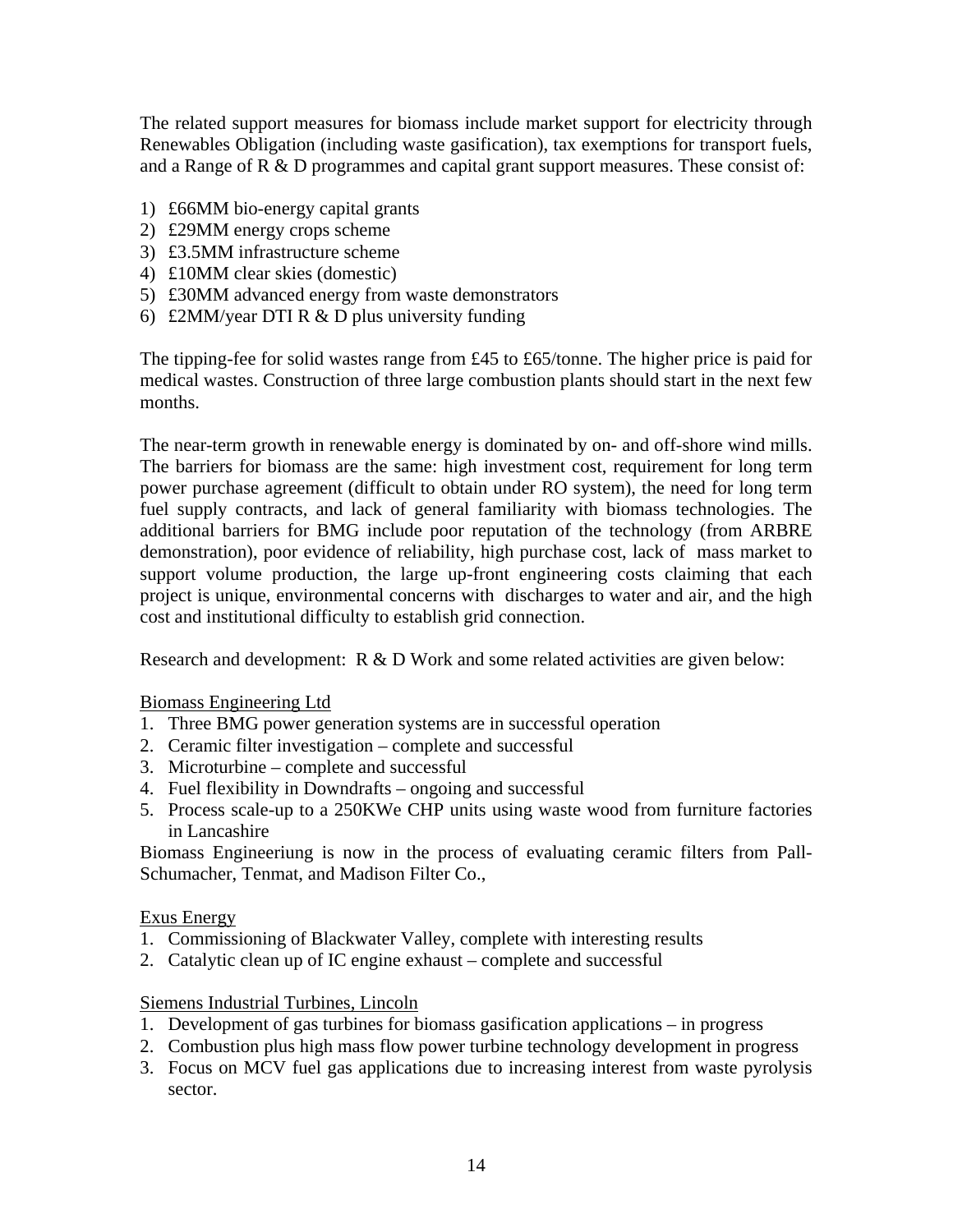The related support measures for biomass include market support for electricity through Renewables Obligation (including waste gasification), tax exemptions for transport fuels, and a Range of R & D programmes and capital grant support measures. These consist of:

1) £66MM bio-energy capital grants
2) £29MM energy crops scheme
3) £3.5MM infrastructure scheme
4) £10MM clear skies (domestic)
5) £30MM advanced energy from waste demonstrators
6) £2MM/year DTI R & D plus university funding

The tipping-fee for solid wastes range from £45 to £65/tonne. The higher price is paid for medical wastes. Construction of three large combustion plants should start in the next few months.

The near-term growth in renewable energy is dominated by on- and off-shore wind mills. The barriers for biomass are the same: high investment cost, requirement for long term power purchase agreement (difficult to obtain under RO system), the need for long term fuel supply contracts, and lack of general familiarity with biomass technologies. The additional barriers for BMG include poor reputation of the technology (from ARBRE demonstration), poor evidence of reliability, high purchase cost, lack of mass market to support volume production, the large up-front engineering costs claiming that each project is unique, environmental concerns with discharges to water and air, and the high cost and institutional difficulty to establish grid connection.

Research and development: R & D Work and some related activities are given below:

<u>Biomass Engineering Ltd</u>

1. Three BMG power generation systems are in successful operation
2. Ceramic filter investigation – complete and successful
3. Microturbine – complete and successful
4. Fuel flexibility in Downdrafts – ongoing and successful
5. Process scale-up to a 250KWe CHP units using waste wood from furniture factories in Lancashire

Biomass Engineeriung is now in the process of evaluating ceramic filters from Pall-Schumacher, Tenmat, and Madison Filter Co.,

<u>Exus Energy</u>

1. Commissioning of Blackwater Valley, complete with interesting results
2. Catalytic clean up of IC engine exhaust – complete and successful

<u>Siemens Industrial Turbines, Lincoln</u>

1. Development of gas turbines for biomass gasification applications – in progress
2. Combustion plus high mass flow power turbine technology development in progress
3. Focus on MCV fuel gas applications due to increasing interest from waste pyrolysis sector.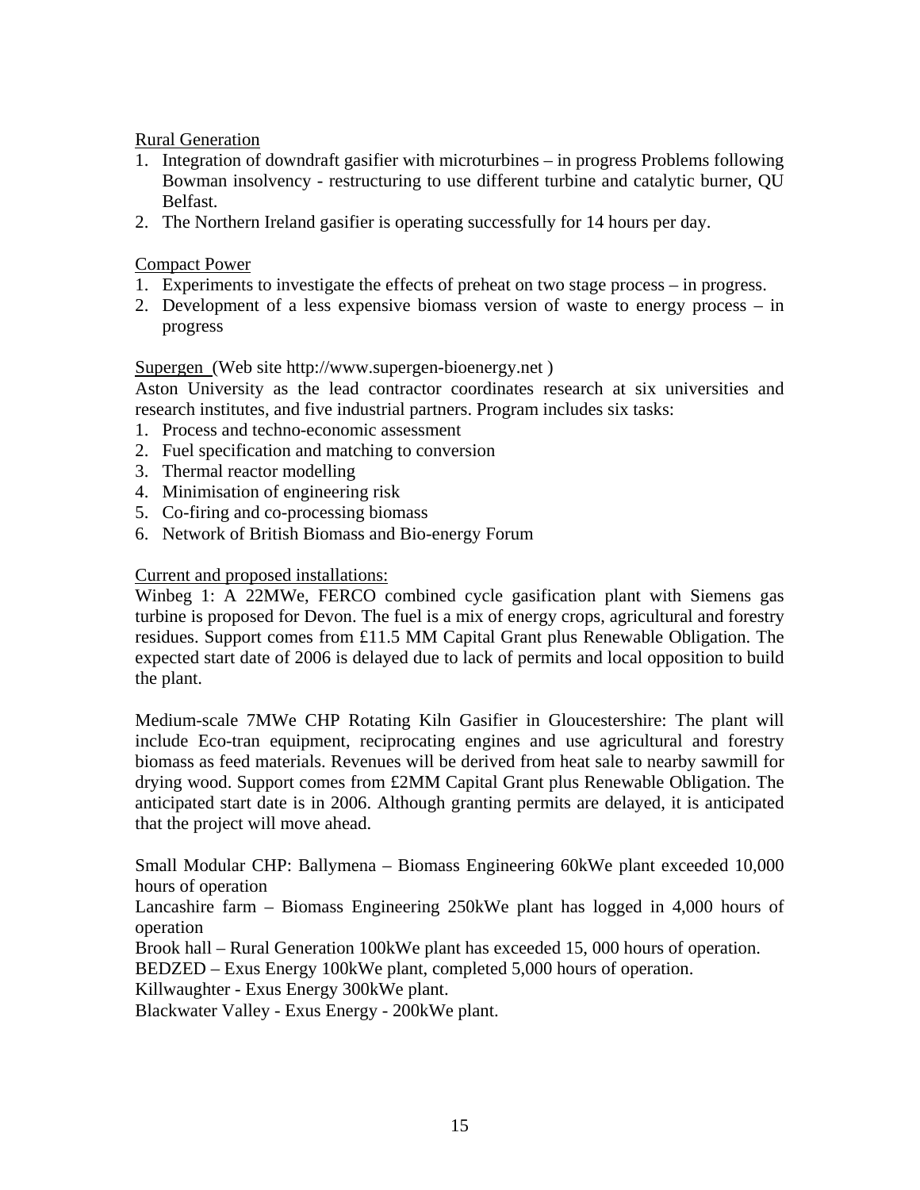Rural Generation

1. Integration of downdraft gasifier with microturbines – in progress Problems following Bowman insolvency - restructuring to use different turbine and catalytic burner, QU Belfast.
2. The Northern Ireland gasifier is operating successfully for 14 hours per day.

Compact Power

1. Experiments to investigate the effects of preheat on two stage process – in progress.
2. Development of a less expensive biomass version of waste to energy process – in progress

Supergen (Web site http://www.supergen-bioenergy.net )

Aston University as the lead contractor coordinates research at six universities and research institutes, and five industrial partners. Program includes six tasks:

1. Process and techno-economic assessment
2. Fuel specification and matching to conversion
3. Thermal reactor modelling
4. Minimisation of engineering risk
5. Co-firing and co-processing biomass
6. Network of British Biomass and Bio-energy Forum

Current and proposed installations:

Winbeg 1: A 22MWe, FERCO combined cycle gasification plant with Siemens gas turbine is proposed for Devon. The fuel is a mix of energy crops, agricultural and forestry residues. Support comes from £11.5 MM Capital Grant plus Renewable Obligation. The expected start date of 2006 is delayed due to lack of permits and local opposition to build the plant.

Medium-scale 7MWe CHP Rotating Kiln Gasifier in Gloucestershire: The plant will include Eco-tran equipment, reciprocating engines and use agricultural and forestry biomass as feed materials. Revenues will be derived from heat sale to nearby sawmill for drying wood. Support comes from £2MM Capital Grant plus Renewable Obligation. The anticipated start date is in 2006. Although granting permits are delayed, it is anticipated that the project will move ahead.

Small Modular CHP: Ballymena – Biomass Engineering 60kWe plant exceeded 10,000 hours of operation

Lancashire farm – Biomass Engineering 250kWe plant has logged in 4,000 hours of operation

Brook hall – Rural Generation 100kWe plant has exceeded 15, 000 hours of operation.

BEDZED – Exus Energy 100kWe plant, completed 5,000 hours of operation.

Killwaughter - Exus Energy 300kWe plant.

Blackwater Valley - Exus Energy - 200kWe plant.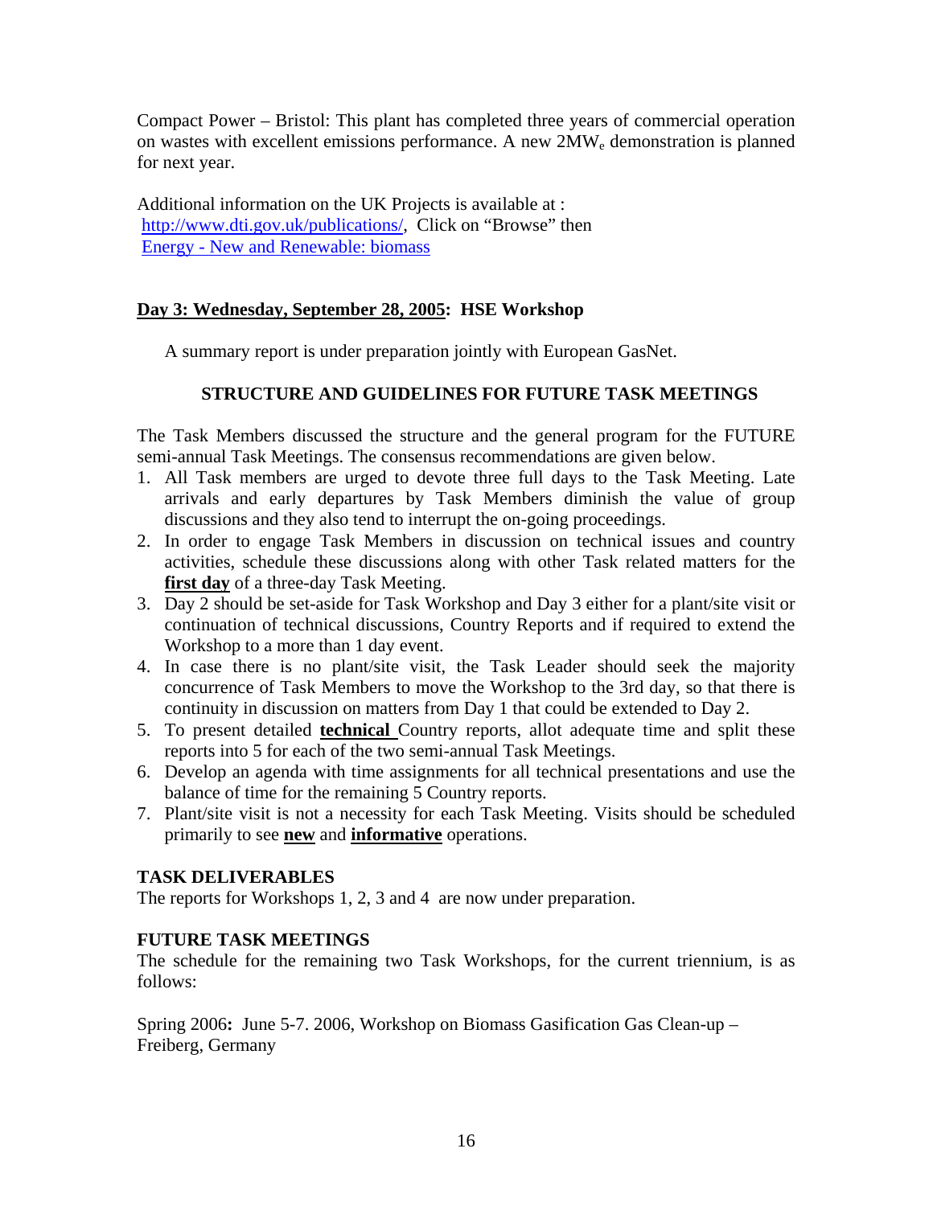Compact Power – Bristol: This plant has completed three years of commercial operation on wastes with excellent emissions performance. A new $2MW_e$ demonstration is planned for next year.

Additional information on the UK Projects is available at : http://www.dti.gov.uk/publications/, Click on "Browse" then Energy - New and Renewable: biomass

## Day 3: Wednesday, September 28, 2005: HSE Workshop

A summary report is under preparation jointly with European GasNet.

## STRUCTURE AND GUIDELINES FOR FUTURE TASK MEETINGS

The Task Members discussed the structure and the general program for the FUTURE semi-annual Task Meetings. The consensus recommendations are given below.

1. All Task members are urged to devote three full days to the Task Meeting. Late arrivals and early departures by Task Members diminish the value of group discussions and they also tend to interrupt the on-going proceedings.
2. In order to engage Task Members in discussion on technical issues and country activities, schedule these discussions along with other Task related matters for the **first day** of a three-day Task Meeting.
3. Day 2 should be set-aside for Task Workshop and Day 3 either for a plant/site visit or continuation of technical discussions, Country Reports and if required to extend the Workshop to a more than 1 day event.
4. In case there is no plant/site visit, the Task Leader should seek the majority concurrence of Task Members to move the Workshop to the 3rd day, so that there is continuity in discussion on matters from Day 1 that could be extended to Day 2.
5. To present detailed **technical** Country reports, allot adequate time and split these reports into 5 for each of the two semi-annual Task Meetings.
6. Develop an agenda with time assignments for all technical presentations and use the balance of time for the remaining 5 Country reports.
7. Plant/site visit is not a necessity for each Task Meeting. Visits should be scheduled primarily to see **new** and **informative** operations.

## TASK DELIVERABLES

The reports for Workshops 1, 2, 3 and 4 are now under preparation.

## FUTURE TASK MEETINGS

The schedule for the remaining two Task Workshops, for the current triennium, is as follows:

Spring 2006**:** June 5-7. 2006, Workshop on Biomass Gasification Gas Clean-up – Freiberg, Germany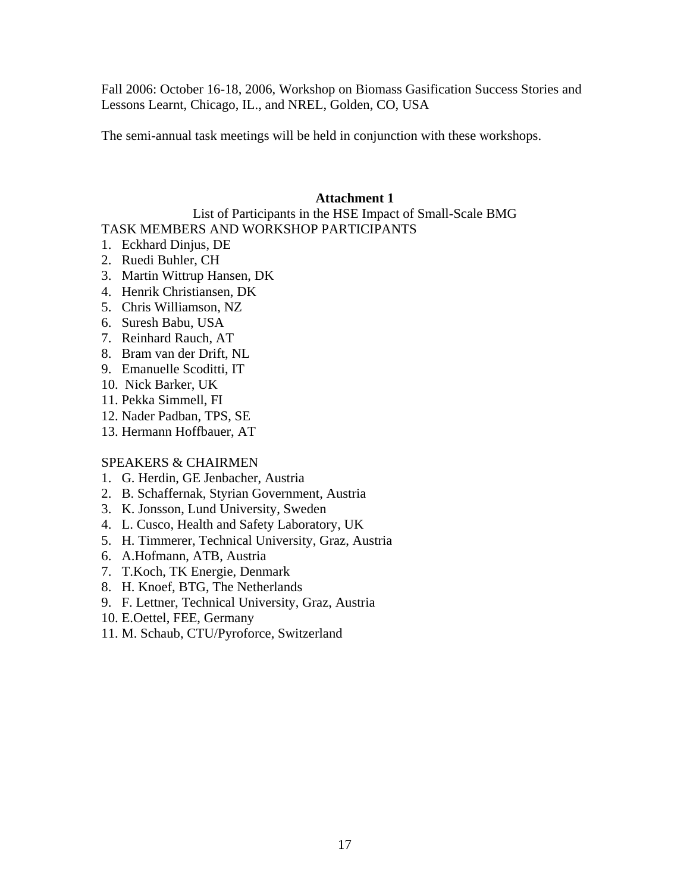Fall 2006: October 16-18, 2006, Workshop on Biomass Gasification Success Stories and Lessons Learnt, Chicago, IL., and NREL, Golden, CO, USA

The semi-annual task meetings will be held in conjunction with these workshops.

## Attachment 1

List of Participants in the HSE Impact of Small-Scale BMG

TASK MEMBERS AND WORKSHOP PARTICIPANTS

1. Eckhard Dinjus, DE
2. Ruedi Buhler, CH
3. Martin Wittrup Hansen, DK
4. Henrik Christiansen, DK
5. Chris Williamson, NZ
6. Suresh Babu, USA
7. Reinhard Rauch, AT
8. Bram van der Drift, NL
9. Emanuelle Scoditti, IT
10. Nick Barker, UK
11. Pekka Simmell, FI
12. Nader Padban, TPS, SE
13. Hermann Hoffbauer, AT

SPEAKERS & CHAIRMEN

1. G. Herdin, GE Jenbacher, Austria
2. B. Schaffernak, Styrian Government, Austria
3. K. Jonsson, Lund University, Sweden
4. L. Cusco, Health and Safety Laboratory, UK
5. H. Timmerer, Technical University, Graz, Austria
6. A.Hofmann, ATB, Austria
7. T.Koch, TK Energie, Denmark
8. H. Knoef, BTG, The Netherlands
9. F. Lettner, Technical University, Graz, Austria
10. E.Oettel, FEE, Germany
11. M. Schaub, CTU/Pyroforce, Switzerland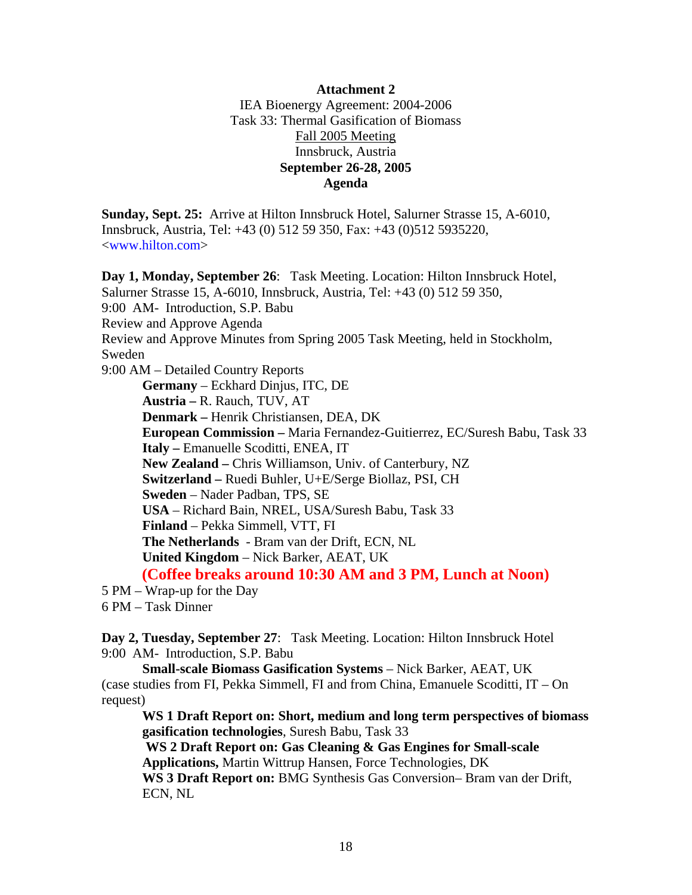**Attachment 2**
IEA Bioenergy Agreement: 2004-2006
Task 33: Thermal Gasification of Biomass
Fall 2005 Meeting
Innsbruck, Austria
**September 26-28, 2005**
**Agenda**

**Sunday, Sept. 25:** Arrive at Hilton Innsbruck Hotel, Salurner Strasse 15, A-6010, Innsbruck, Austria, Tel: +43 (0) 512 59 350, Fax: +43 (0)512 5935220, <www.hilton.com>

**Day 1, Monday, September 26**: Task Meeting. Location: Hilton Innsbruck Hotel, Salurner Strasse 15, A-6010, Innsbruck, Austria, Tel: +43 (0) 512 59 350,
9:00 AM- Introduction, S.P. Babu
Review and Approve Agenda
Review and Approve Minutes from Spring 2005 Task Meeting, held in Stockholm, Sweden
9:00 AM – Detailed Country Reports

- **Germany** – Eckhard Dinjus, ITC, DE
- **Austria –** R. Rauch, TUV, AT
- **Denmark –** Henrik Christiansen, DEA, DK
- **European Commission –** Maria Fernandez-Guitierrez, EC/Suresh Babu, Task 33
- **Italy –** Emanuelle Scoditti, ENEA, IT
- **New Zealand –** Chris Williamson, Univ. of Canterbury, NZ
- **Switzerland –** Ruedi Buhler, U+E/Serge Biollaz, PSI, CH
- **Sweden** – Nader Padban, TPS, SE
- **USA** – Richard Bain, NREL, USA/Suresh Babu, Task 33
- **Finland** – Pekka Simmell, VTT, FI
- **The Netherlands** - Bram van der Drift, ECN, NL
- **United Kingdom** – Nick Barker, AEAT, UK

**(Coffee breaks around 10:30 AM and 3 PM, Lunch at Noon)**

5 PM – Wrap-up for the Day
6 PM – Task Dinner

**Day 2, Tuesday, September 27**: Task Meeting. Location: Hilton Innsbruck Hotel
9:00 AM- Introduction, S.P. Babu

**Small-scale Biomass Gasification Systems** – Nick Barker, AEAT, UK
(case studies from FI, Pekka Simmell, FI and from China, Emanuele Scoditti, IT – On request)

**WS 1 Draft Report on: Short, medium and long term perspectives of biomass gasification technologies**, Suresh Babu, Task 33

**WS 2 Draft Report on: Gas Cleaning & Gas Engines for Small-scale Applications,** Martin Wittrup Hansen, Force Technologies, DK

**WS 3 Draft Report on:** BMG Synthesis Gas Conversion– Bram van der Drift, ECN, NL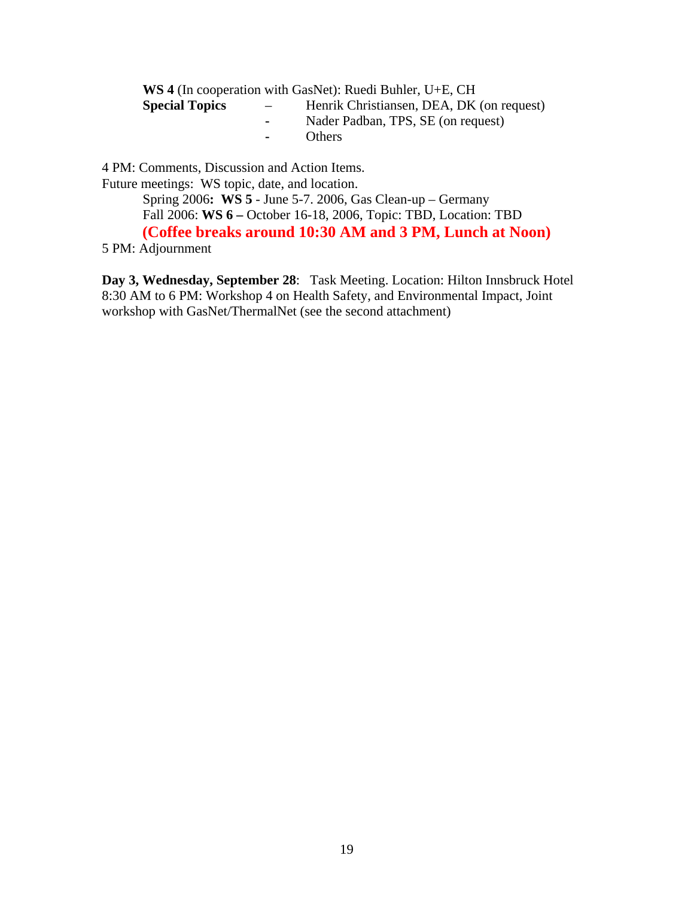**WS 4** (In cooperation with GasNet): Ruedi Buhler, U+E, CH

**Special Topics** – Henrik Christiansen, DEA, DK (on request)
- Nader Padban, TPS, SE (on request)
- Others

4 PM: Comments, Discussion and Action Items.

Future meetings: WS topic, date, and location.

Spring 2006**: WS 5** - June 5-7. 2006, Gas Clean-up – Germany

Fall 2006: **WS 6 –** October 16-18, 2006, Topic: TBD, Location: TBD

**(Coffee breaks around 10:30 AM and 3 PM, Lunch at Noon)**

5 PM: Adjournment

**Day 3, Wednesday, September 28**: Task Meeting. Location: Hilton Innsbruck Hotel
8:30 AM to 6 PM: Workshop 4 on Health Safety, and Environmental Impact, Joint workshop with GasNet/ThermalNet (see the second attachment)